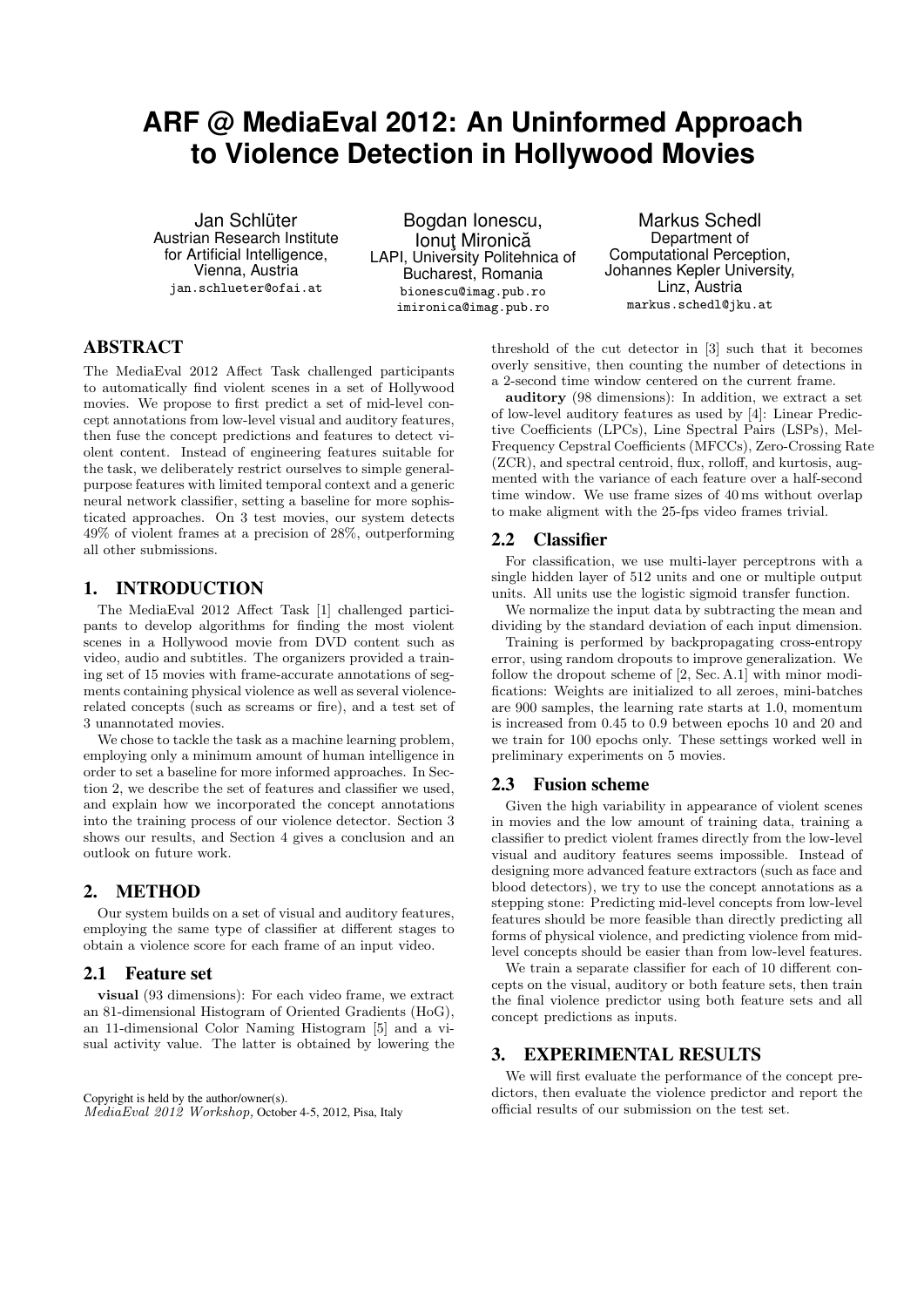# ARF @ MediaEval 2012: An Uninformed Approach to Violence Detection in Hollywood Movies

Jan Schlüter
Austrian Research Institute for Artificial Intelligence,
Vienna, Austria
jan.schlueter@ofai.at

Bogdan Ionescu,
Ionuţ Mironică
LAPI, University Politehnica of Bucharest, Romania
bionescu@imag.pub.ro
imironica@imag.pub.ro

Markus Schedl
Department of Computational Perception,
Johannes Kepler University,
Linz, Austria
markus.schedl@jku.at

## ABSTRACT

The MediaEval 2012 Affect Task challenged participants to automatically find violent scenes in a set of Hollywood movies. We propose to first predict a set of mid-level concept annotations from low-level visual and auditory features, then fuse the concept predictions and features to detect violent content. Instead of engineering features suitable for the task, we deliberately restrict ourselves to simple general-purpose features with limited temporal context and a generic neural network classifier, setting a baseline for more sophisticated approaches. On 3 test movies, our system detects 49% of violent frames at a precision of 28%, outperforming all other submissions.

## 1. INTRODUCTION

The MediaEval 2012 Affect Task [1] challenged participants to develop algorithms for finding the most violent scenes in a Hollywood movie from DVD content such as video, audio and subtitles. The organizers provided a training set of 15 movies with frame-accurate annotations of segments containing physical violence as well as several violence-related concepts (such as screams or fire), and a test set of 3 unannotated movies.

We chose to tackle the task as a machine learning problem, employing only a minimum amount of human intelligence in order to set a baseline for more informed approaches. In Section 2, we describe the set of features and classifier we used, and explain how we incorporated the concept annotations into the training process of our violence detector. Section 3 shows our results, and Section 4 gives a conclusion and an outlook on future work.

## 2. METHOD

Our system builds on a set of visual and auditory features, employing the same type of classifier at different stages to obtain a violence score for each frame of an input video.

### 2.1 Feature set

**visual** (93 dimensions): For each video frame, we extract an 81-dimensional Histogram of Oriented Gradients (HoG), an 11-dimensional Color Naming Histogram [5] and a visual activity value. The latter is obtained by lowering the threshold of the cut detector in [3] such that it becomes overly sensitive, then counting the number of detections in a 2-second time window centered on the current frame.

**auditory** (98 dimensions): In addition, we extract a set of low-level auditory features as used by [4]: Linear Predictive Coefficients (LPCs), Line Spectral Pairs (LSPs), Mel-Frequency Cepstral Coefficients (MFCCs), Zero-Crossing Rate (ZCR), and spectral centroid, flux, rolloff, and kurtosis, augmented with the variance of each feature over a half-second time window. We use frame sizes of 40 ms without overlap to make aligment with the 25-fps video frames trivial.

### 2.2 Classifier

For classification, we use multi-layer perceptrons with a single hidden layer of 512 units and one or multiple output units. All units use the logistic sigmoid transfer function.

We normalize the input data by subtracting the mean and dividing by the standard deviation of each input dimension.

Training is performed by backpropagating cross-entropy error, using random dropouts to improve generalization. We follow the dropout scheme of [2, Sec. A.1] with minor modifications: Weights are initialized to all zeroes, mini-batches are 900 samples, the learning rate starts at 1.0, momentum is increased from 0.45 to 0.9 between epochs 10 and 20 and we train for 100 epochs only. These settings worked well in preliminary experiments on 5 movies.

### 2.3 Fusion scheme

Given the high variability in appearance of violent scenes in movies and the low amount of training data, training a classifier to predict violent frames directly from the low-level visual and auditory features seems impossible. Instead of designing more advanced feature extractors (such as face and blood detectors), we try to use the concept annotations as a stepping stone: Predicting mid-level concepts from low-level features should be more feasible than directly predicting all forms of physical violence, and predicting violence from mid-level concepts should be easier than from low-level features.

We train a separate classifier for each of 10 different concepts on the visual, auditory or both feature sets, then train the final violence predictor using both feature sets and all concept predictions as inputs.

## 3. EXPERIMENTAL RESULTS

We will first evaluate the performance of the concept predictors, then evaluate the violence predictor and report the official results of our submission on the test set.

Copyright is held by the author/owner(s).
*MediaEval 2012 Workshop,* October 4-5, 2012, Pisa, Italy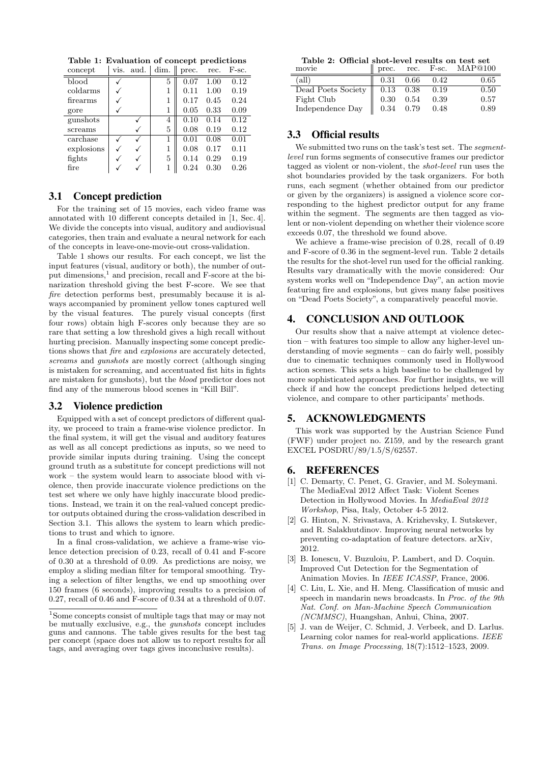**Table 1: Evaluation of concept predictions**

| concept | vis. | aud. | dim. | prec. | rec. | F-sc. |
|---|---|---|---|---|---|---|
| blood | ✓ | | 5 | 0.07 | 1.00 | 0.12 |
| coldarms | ✓ | | 1 | 0.11 | 1.00 | 0.19 |
| firearms | ✓ | | 1 | 0.17 | 0.45 | 0.24 |
| gore | ✓ | | 1 | 0.05 | 0.33 | 0.09 |
| gunshots | | ✓ | 4 | 0.10 | 0.14 | 0.12 |
| screams | | ✓ | 5 | 0.08 | 0.19 | 0.12 |
| carchase | ✓ | ✓ | 1 | 0.01 | 0.08 | 0.01 |
| explosions | ✓ | ✓ | 1 | 0.08 | 0.17 | 0.11 |
| fights | ✓ | ✓ | 5 | 0.14 | 0.29 | 0.19 |
| fire | ✓ | ✓ | 1 | 0.24 | 0.30 | 0.26 |

### 3.1 Concept prediction

For the training set of 15 movies, each video frame was annotated with 10 different concepts detailed in [1, Sec. 4]. We divide the concepts into visual, auditory and audiovisual categories, then train and evaluate a neural network for each of the concepts in leave-one-movie-out cross-validation.

Table 1 shows our results. For each concept, we list the input features (visual, auditory or both), the number of output dimensions,[1] and precision, recall and F-score at the binarization threshold giving the best F-score. We see that *fire* detection performs best, presumably because it is always accompanied by prominent yellow tones captured well by the visual features. The purely visual concepts (first four rows) obtain high F-scores only because they are so rare that setting a low threshold gives a high recall without hurting precision. Manually inspecting some concept predictions shows that *fire* and *explosions* are accurately detected, *screams* and *gunshots* are mostly correct (although singing is mistaken for screaming, and accentuated fist hits in fights are mistaken for gunshots), but the *blood* predictor does not find any of the numerous blood scenes in "Kill Bill".

### 3.2 Violence prediction

Equipped with a set of concept predictors of different quality, we proceed to train a frame-wise violence predictor. In the final system, it will get the visual and auditory features as well as all concept predictions as inputs, so we need to provide similar inputs during training. Using the concept ground truth as a substitute for concept predictions will not work – the system would learn to associate blood with violence, then provide inaccurate violence predictions on the test set where we only have highly inaccurate blood predictions. Instead, we train it on the real-valued concept predictor outputs obtained during the cross-validation described in Section 3.1. This allows the system to learn which predictions to trust and which to ignore.

In a final cross-validation, we achieve a frame-wise violence detection precision of 0.23, recall of 0.41 and F-score of 0.30 at a threshold of 0.09. As predictions are noisy, we employ a sliding median filter for temporal smoothing. Trying a selection of filter lengths, we end up smoothing over 150 frames (6 seconds), improving results to a precision of 0.27, recall of 0.46 and F-score of 0.34 at a threshold of 0.07.

[1] Some concepts consist of multiple tags that may or may not be mutually exclusive, e.g., the *gunshots* concept includes guns and cannons. The table gives results for the best tag per concept (space does not allow us to report results for all tags, and averaging over tags gives inconclusive results).

**Table 2: Official shot-level results on test set**

| movie | prec. | rec. | F-sc. | MAP@100 |
|---|---|---|---|---|
| (all) | 0.31 | 0.66 | 0.42 | 0.65 |
| Dead Poets Society | 0.13 | 0.38 | 0.19 | 0.50 |
| Fight Club | 0.30 | 0.54 | 0.39 | 0.57 |
| Independence Day | 0.34 | 0.79 | 0.48 | 0.89 |

### 3.3 Official results

We submitted two runs on the task's test set. The *segment-level* run forms segments of consecutive frames our predictor tagged as violent or non-violent, the *shot-level* run uses the shot boundaries provided by the task organizers. For both runs, each segment (whether obtained from our predictor or given by the organizers) is assigned a violence score corresponding to the highest predictor output for any frame within the segment. The segments are then tagged as violent or non-violent depending on whether their violence score exceeds 0.07, the threshold we found above.

We achieve a frame-wise precision of 0.28, recall of 0.49 and F-score of 0.36 in the segment-level run. Table 2 details the results for the shot-level run used for the official ranking. Results vary dramatically with the movie considered: Our system works well on "Independence Day", an action movie featuring fire and explosions, but gives many false positives on "Dead Poets Society", a comparatively peaceful movie.

## 4. CONCLUSION AND OUTLOOK

Our results show that a naive attempt at violence detection – with features too simple to allow any higher-level understanding of movie segments – can do fairly well, possibly due to cinematic techniques commonly used in Hollywood action scenes. This sets a high baseline to be challenged by more sophisticated approaches. For further insights, we will check if and how the concept predictions helped detecting violence, and compare to other participants' methods.

## 5. ACKNOWLEDGMENTS

This work was supported by the Austrian Science Fund (FWF) under project no. Z159, and by the research grant EXCEL POSDRU/89/1.5/S/62557.

## 6. REFERENCES

[1] C. Demarty, C. Penet, G. Gravier, and M. Soleymani. The MediaEval 2012 Affect Task: Violent Scenes Detection in Hollywood Movies. In *MediaEval 2012 Workshop*, Pisa, Italy, October 4-5 2012.

[2] G. Hinton, N. Srivastava, A. Krizhevsky, I. Sutskever, and R. Salakhutdinov. Improving neural networks by preventing co-adaptation of feature detectors. arXiv, 2012.

[3] B. Ionescu, V. Buzuloiu, P. Lambert, and D. Coquin. Improved Cut Detection for the Segmentation of Animation Movies. In *IEEE ICASSP*, France, 2006.

[4] C. Liu, L. Xie, and H. Meng. Classification of music and speech in mandarin news broadcasts. In *Proc. of the 9th Nat. Conf. on Man-Machine Speech Communication (NCMMSC)*, Huangshan, Anhui, China, 2007.

[5] J. van de Weijer, C. Schmid, J. Verbeek, and D. Larlus. Learning color names for real-world applications. *IEEE Trans. on Image Processing*, 18(7):1512–1523, 2009.